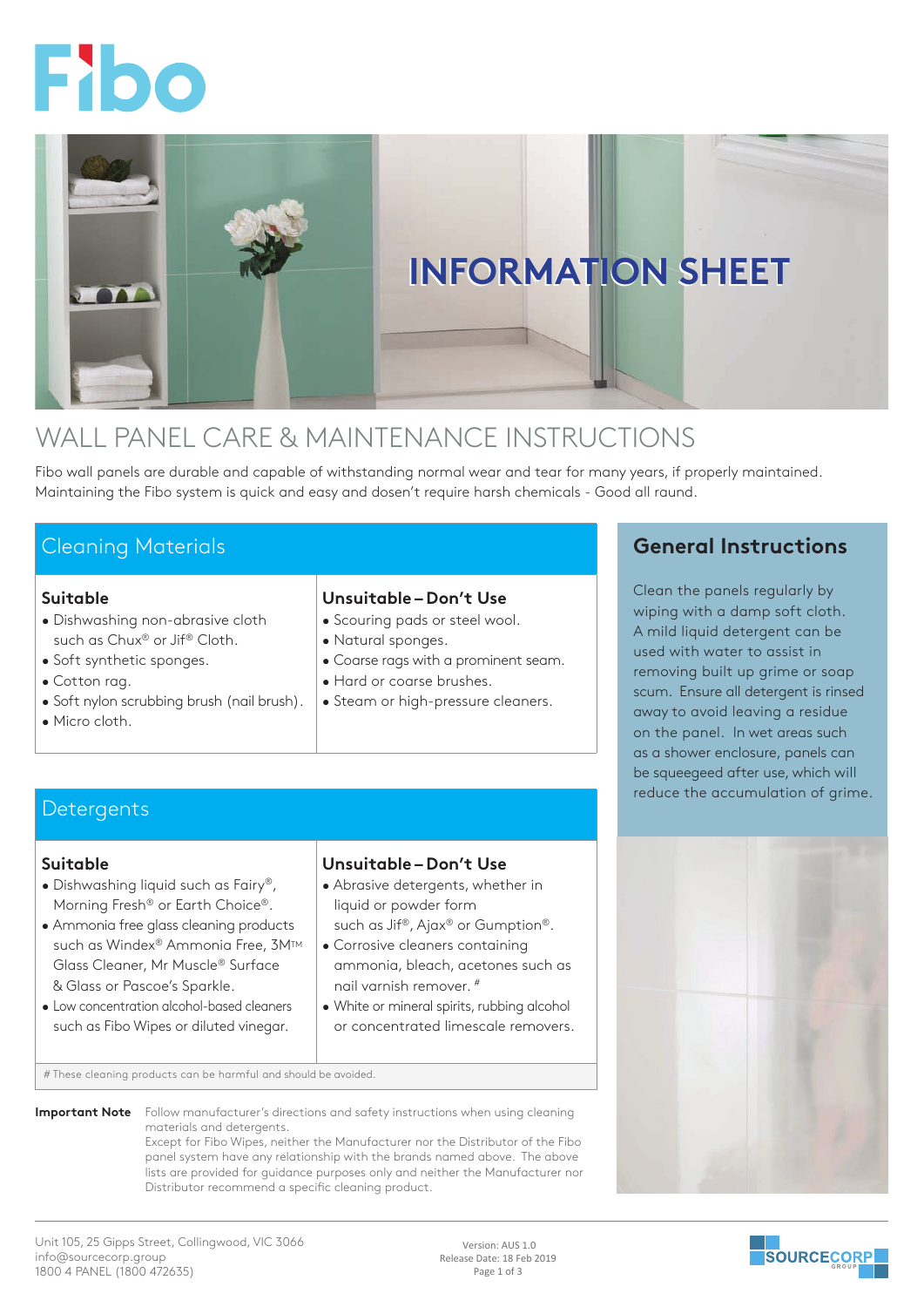Fibo

INFORMATION SHEET

# WALL PANEL CARE & MAINTENANCE INSTRUCTIONS

Fibo wall panels are durable and capable of withstanding normal wear and tear for many years, if properly maintained. Maintaining the Fibo system is quick and easy and dosen't require harsh chemicals - Good all raund.

## Cleaning Materials

### Suitable

- Dishwashing non-abrasive cloth such as Chux® or Jif® Cloth.
- Soft synthetic sponges.
- Cotton rag.
- Soft nylon scrubbing brush (nail brush).
- Micro cloth.

### Unsuitable – Don't Use

- Scouring pads or steel wool.
- Natural sponges.
- Coarse rags with a prominent seam.
- Hard or coarse brushes.
- Steam or high-pressure cleaners.

## Detergents

### Suitable

- Dishwashing liquid such as Fairy®, Morning Fresh® or Earth Choice®.
- Ammonia free glass cleaning products such as Windex® Ammonia Free, 3M™ Glass Cleaner, Mr Muscle® Surface & Glass or Pascoe's Sparkle.
- Low concentration alcohol-based cleaners such as Fibo Wipes or diluted vinegar.

### Unsuitable – Don't Use

- Abrasive detergents, whether in liquid or powder form such as Jif®, Ajax® or Gumption®.
- Corrosive cleaners containing ammonia, bleach, acetones such as nail varnish remover. #
- White or mineral spirits, rubbing alcohol or concentrated limescale removers.

# These cleaning products can be harmful and should be avoided.

**Important Note** Follow manufacturer's directions and safety instructions when using cleaning materials and detergents.
Except for Fibo Wipes, neither the Manufacturer nor the Distributor of the Fibo panel system have any relationship with the brands named above. The above lists are provided for guidance purposes only and neither the Manufacturer nor Distributor recommend a specific cleaning product.

## General Instructions

Clean the panels regularly by wiping with a damp soft cloth. A mild liquid detergent can be used with water to assist in removing built up grime or soap scum. Ensure all detergent is rinsed away to avoid leaving a residue on the panel. In wet areas such as a shower enclosure, panels can be squeegeed after use, which will reduce the accumulation of grime.

Unit 105, 25 Gipps Street, Collingwood, VIC 3066
info@sourcecorp.group
1800 4 PANEL (1800 472635)

Version: AUS 1.0
Release Date: 18 Feb 2019

SOURCECORP GROUP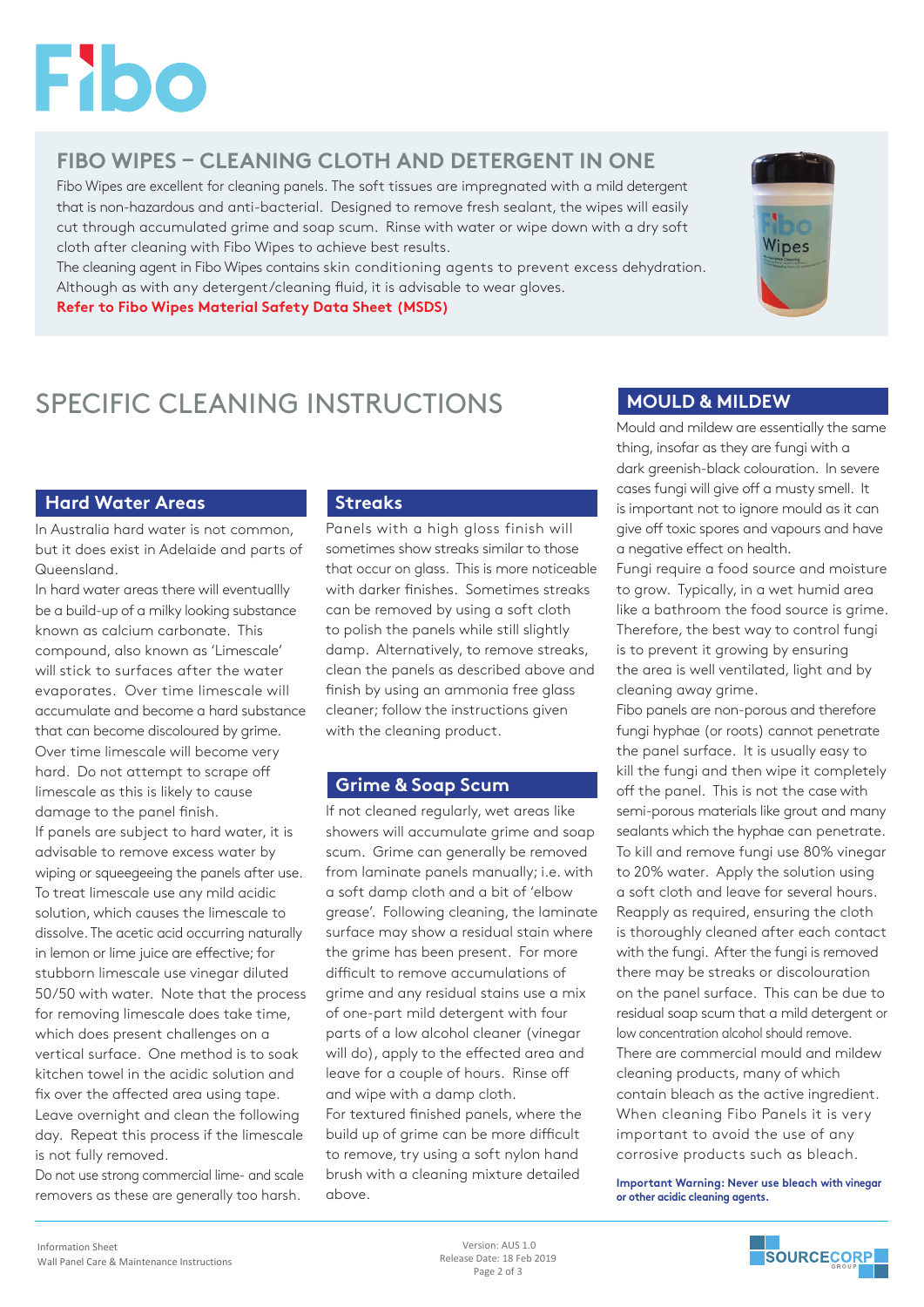# Fibo

## FIBO WIPES – CLEANING CLOTH AND DETERGENT IN ONE

Fibo Wipes are excellent for cleaning panels. The soft tissues are impregnated with a mild detergent that is non-hazardous and anti-bacterial. Designed to remove fresh sealant, the wipes will easily cut through accumulated grime and soap scum. Rinse with water or wipe down with a dry soft cloth after cleaning with Fibo Wipes to achieve best results.

The cleaning agent in Fibo Wipes contains skin conditioning agents to prevent excess dehydration. Although as with any detergent/cleaning fluid, it is advisable to wear gloves.

**Refer to Fibo Wipes Material Safety Data Sheet (MSDS)**

# SPECIFIC CLEANING INSTRUCTIONS

### Hard Water Areas

In Australia hard water is not common, but it does exist in Adelaide and parts of Queensland.

In hard water areas there will eventuallly be a build-up of a milky looking substance known as calcium carbonate. This compound, also known as 'Limescale' will stick to surfaces after the water evaporates. Over time limescale will accumulate and become a hard substance that can become discoloured by grime. Over time limescale will become very hard. Do not attempt to scrape off limescale as this is likely to cause damage to the panel finish.

If panels are subject to hard water, it is advisable to remove excess water by wiping or squeegeeing the panels after use. To treat limescale use any mild acidic solution, which causes the limescale to dissolve. The acetic acid occurring naturally in lemon or lime juice are effective; for stubborn limescale use vinegar diluted 50/50 with water. Note that the process for removing limescale does take time, which does present challenges on a vertical surface. One method is to soak kitchen towel in the acidic solution and fix over the affected area using tape. Leave overnight and clean the following day. Repeat this process if the limescale is not fully removed.

Do not use strong commercial lime- and scale removers as these are generally too harsh.

### Streaks

Panels with a high gloss finish will sometimes show streaks similar to those that occur on glass. This is more noticeable with darker finishes. Sometimes streaks can be removed by using a soft cloth to polish the panels while still slightly damp. Alternatively, to remove streaks, clean the panels as described above and finish by using an ammonia free glass cleaner; follow the instructions given with the cleaning product.

### Grime & Soap Scum

If not cleaned regularly, wet areas like showers will accumulate grime and soap scum. Grime can generally be removed from laminate panels manually; i.e. with a soft damp cloth and a bit of 'elbow grease'. Following cleaning, the laminate surface may show a residual stain where the grime has been present. For more difficult to remove accumulations of grime and any residual stains use a mix of one-part mild detergent with four parts of a low alcohol cleaner (vinegar will do), apply to the effected area and leave for a couple of hours. Rinse off and wipe with a damp cloth.

For textured finished panels, where the build up of grime can be more difficult to remove, try using a soft nylon hand brush with a cleaning mixture detailed above.

### MOULD & MILDEW

Mould and mildew are essentially the same thing, insofar as they are fungi with a dark greenish-black colouration. In severe cases fungi will give off a musty smell. It is important not to ignore mould as it can give off toxic spores and vapours and have a negative effect on health.

Fungi require a food source and moisture to grow. Typically, in a wet humid area like a bathroom the food source is grime. Therefore, the best way to control fungi is to prevent it growing by ensuring the area is well ventilated, light and by cleaning away grime.

Fibo panels are non-porous and therefore fungi hyphae (or roots) cannot penetrate the panel surface. It is usually easy to kill the fungi and then wipe it completely off the panel. This is not the case with semi-porous materials like grout and many sealants which the hyphae can penetrate. To kill and remove fungi use 80% vinegar to 20% water. Apply the solution using a soft cloth and leave for several hours. Reapply as required, ensuring the cloth is thoroughly cleaned after each contact with the fungi. After the fungi is removed there may be streaks or discolouration on the panel surface. This can be due to residual soap scum that a mild detergent or low concentration alcohol should remove.

There are commercial mould and mildew cleaning products, many of which contain bleach as the active ingredient. When cleaning Fibo Panels it is very important to avoid the use of any corrosive products such as bleach.

**Important Warning: Never use bleach with vinegar or other acidic cleaning agents.**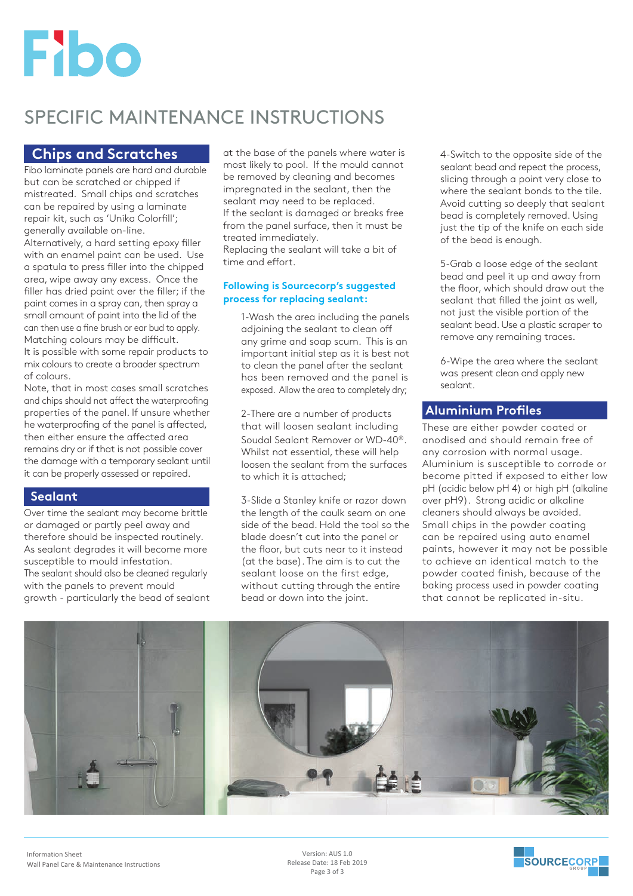# SPECIFIC MAINTENANCE INSTRUCTIONS

## Chips and Scratches

Fibo laminate panels are hard and durable but can be scratched or chipped if mistreated. Small chips and scratches can be repaired by using a laminate repair kit, such as 'Unika Colorfill'; generally available on-line.
Alternatively, a hard setting epoxy filler with an enamel paint can be used. Use a spatula to press filler into the chipped area, wipe away any excess. Once the filler has dried paint over the filler; if the paint comes in a spray can, then spray a small amount of paint into the lid of the can then use a fine brush or ear bud to apply. Matching colours may be difficult.
It is possible with some repair products to mix colours to create a broader spectrum of colours.
Note, that in most cases small scratches and chips should not affect the waterproofing properties of the panel. If unsure whether he waterproofing of the panel is affected, then either ensure the affected area remains dry or if that is not possible cover the damage with a temporary sealant until it can be properly assessed or repaired.

## Sealant

Over time the sealant may become brittle or damaged or partly peel away and therefore should be inspected routinely. As sealant degrades it will become more susceptible to mould infestation.
The sealant should also be cleaned regularly with the panels to prevent mould growth - particularly the bead of sealant at the base of the panels where water is most likely to pool. If the mould cannot be removed by cleaning and becomes impregnated in the sealant, then the sealant may need to be replaced.
If the sealant is damaged or breaks free from the panel surface, then it must be treated immediately.
Replacing the sealant will take a bit of time and effort.

**Following is Sourcecorp's suggested process for replacing sealant:**

1-Wash the area including the panels adjoining the sealant to clean off any grime and soap scum. This is an important initial step as it is best not to clean the panel after the sealant has been removed and the panel is exposed. Allow the area to completely dry;

2-There are a number of products that will loosen sealant including Soudal Sealant Remover or WD-40®. Whilst not essential, these will help loosen the sealant from the surfaces to which it is attached;

3-Slide a Stanley knife or razor down the length of the caulk seam on one side of the bead. Hold the tool so the blade doesn't cut into the panel or the floor, but cuts near to it instead (at the base). The aim is to cut the sealant loose on the first edge, without cutting through the entire bead or down into the joint.

4-Switch to the opposite side of the sealant bead and repeat the process, slicing through a point very close to where the sealant bonds to the tile. Avoid cutting so deeply that sealant bead is completely removed. Using just the tip of the knife on each side of the bead is enough.

5-Grab a loose edge of the sealant bead and peel it up and away from the floor, which should draw out the sealant that filled the joint as well, not just the visible portion of the sealant bead. Use a plastic scraper to remove any remaining traces.

6-Wipe the area where the sealant was present clean and apply new sealant.

## Aluminium Profiles

These are either powder coated or anodised and should remain free of any corrosion with normal usage. Aluminium is susceptible to corrode or become pitted if exposed to either low pH (acidic below pH 4) or high pH (alkaline over pH9). Strong acidic or alkaline cleaners should always be avoided.
Small chips in the powder coating can be repaired using auto enamel paints, however it may not be possible to achieve an identical match to the powder coated finish, because of the baking process used in powder coating that cannot be replicated in-situ.

Information Sheet
Wall Panel Care & Maintenance Instructions

Version: AUS 1.0
Release Date: 18 Feb 2019